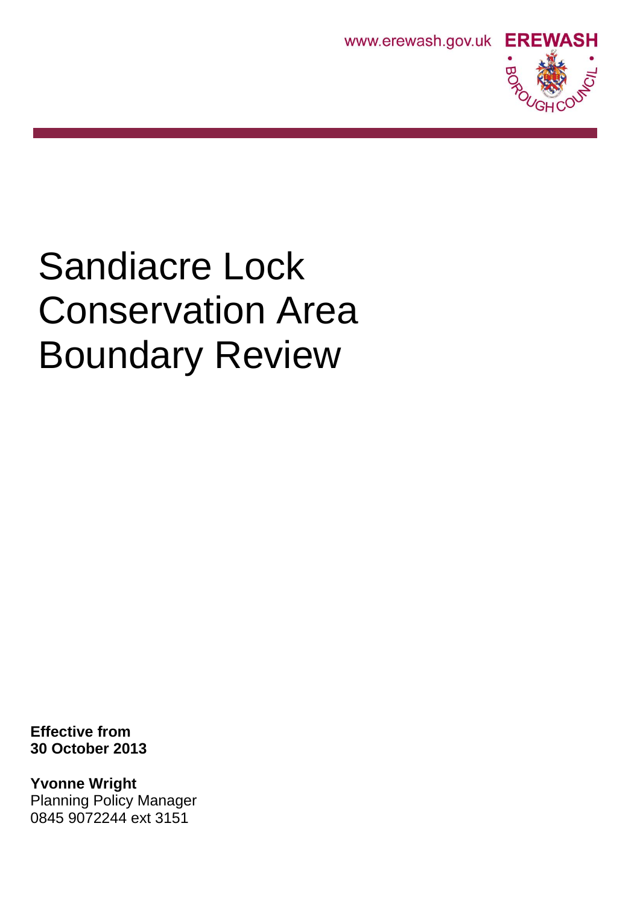www.erewash.gov.uk **EREWASH BOROUGH COUNCIL**

# Sandiacre Lock Conservation Area Boundary Review

**Effective from**
**30 October 2013**

**Yvonne Wright**
Planning Policy Manager
0845 9072244 ext 3151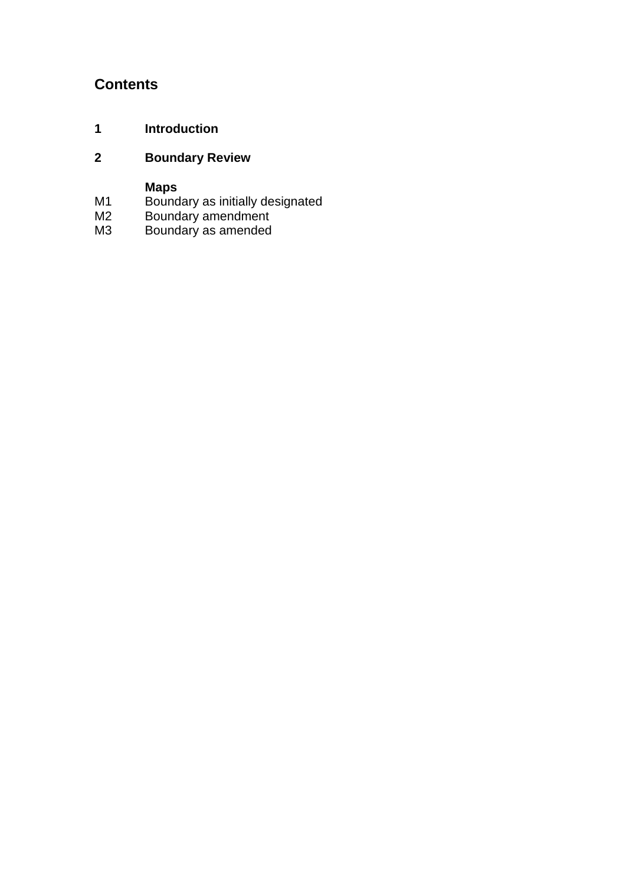## Contents

**1 Introduction**

**2 Boundary Review**

**Maps**

M1 Boundary as initially designated
M2 Boundary amendment
M3 Boundary as amended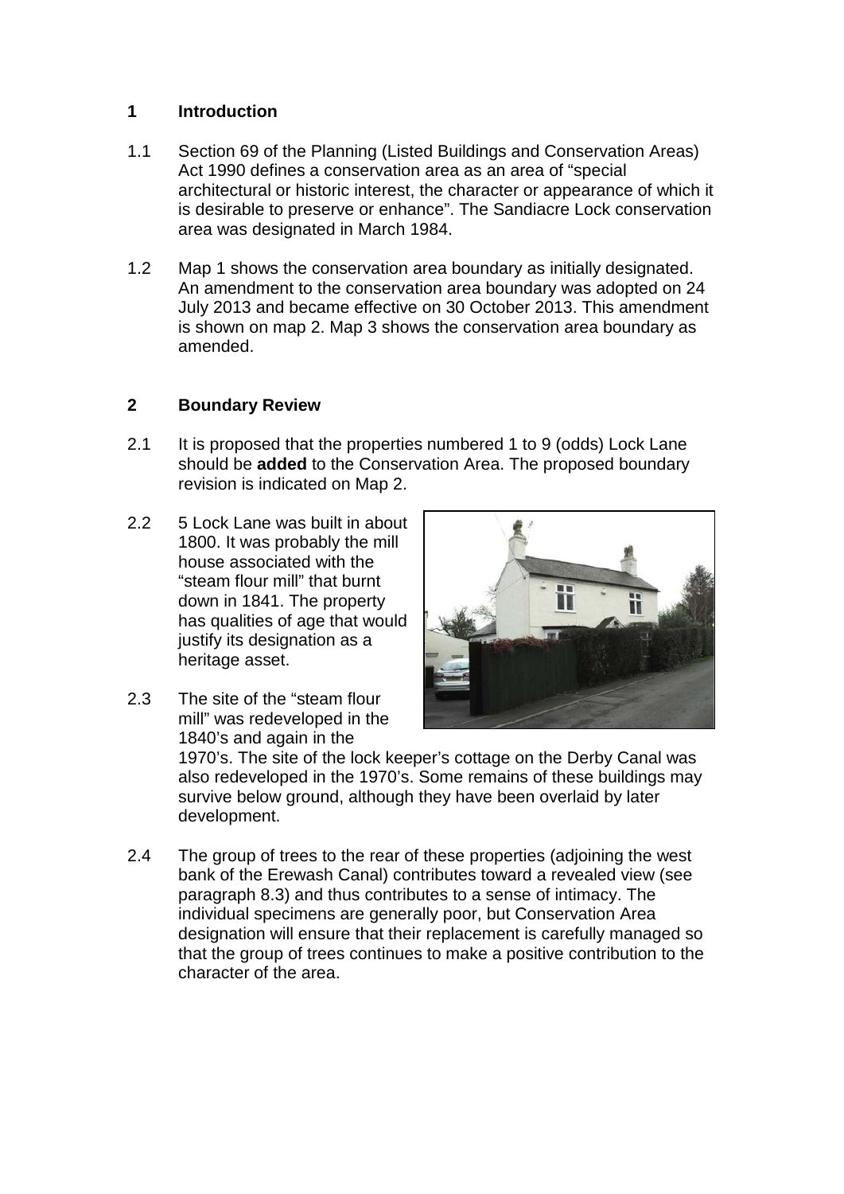## 1 Introduction

1.1 Section 69 of the Planning (Listed Buildings and Conservation Areas) Act 1990 defines a conservation area as an area of "special architectural or historic interest, the character or appearance of which it is desirable to preserve or enhance". The Sandiacre Lock conservation area was designated in March 1984.

1.2 Map 1 shows the conservation area boundary as initially designated. An amendment to the conservation area boundary was adopted on 24 July 2013 and became effective on 30 October 2013. This amendment is shown on map 2. Map 3 shows the conservation area boundary as amended.

## 2 Boundary Review

2.1 It is proposed that the properties numbered 1 to 9 (odds) Lock Lane should be **added** to the Conservation Area. The proposed boundary revision is indicated on Map 2.

2.2 5 Lock Lane was built in about 1800. It was probably the mill house associated with the "steam flour mill" that burnt down in 1841. The property has qualities of age that would justify its designation as a heritage asset.

2.3 The site of the "steam flour mill" was redeveloped in the 1840's and again in the 1970's. The site of the lock keeper's cottage on the Derby Canal was also redeveloped in the 1970's. Some remains of these buildings may survive below ground, although they have been overlaid by later development.

2.4 The group of trees to the rear of these properties (adjoining the west bank of the Erewash Canal) contributes toward a revealed view (see paragraph 8.3) and thus contributes to a sense of intimacy. The individual specimens are generally poor, but Conservation Area designation will ensure that their replacement is carefully managed so that the group of trees continues to make a positive contribution to the character of the area.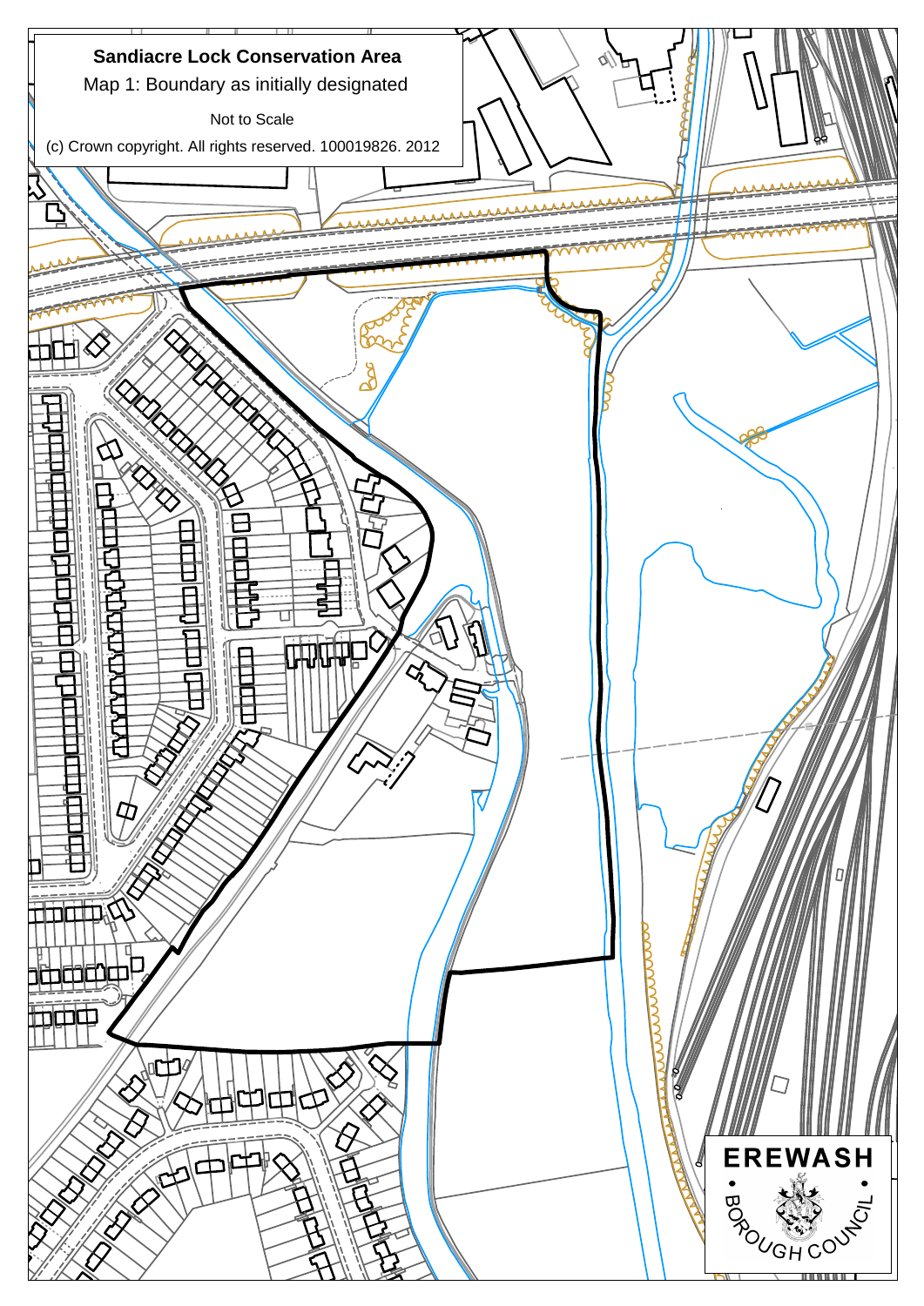**Sandiacre Lock Conservation Area**

Map 1: Boundary as initially designated

Not to Scale

(c) Crown copyright. All rights reserved. 100019826. 2012

EREWASH BOROUGH COUNCIL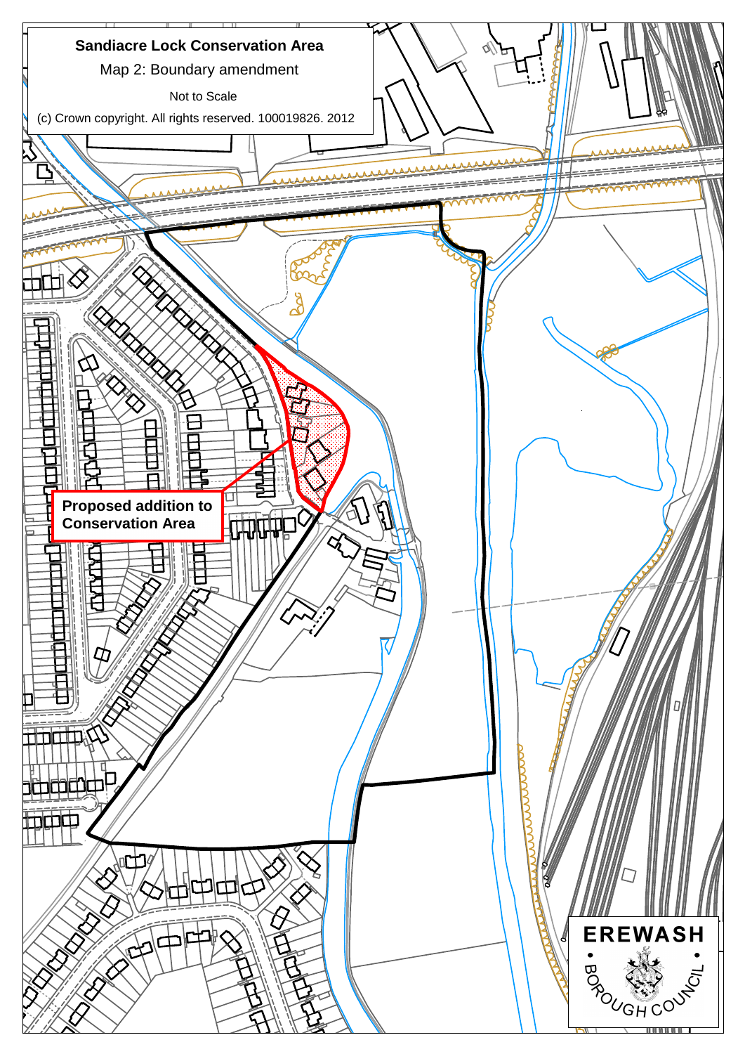**Sandiacre Lock Conservation Area**

Map 2: Boundary amendment

Not to Scale

(c) Crown copyright. All rights reserved. 100019826. 2012

**Proposed addition to Conservation Area**

EREWASH BOROUGH COUNCIL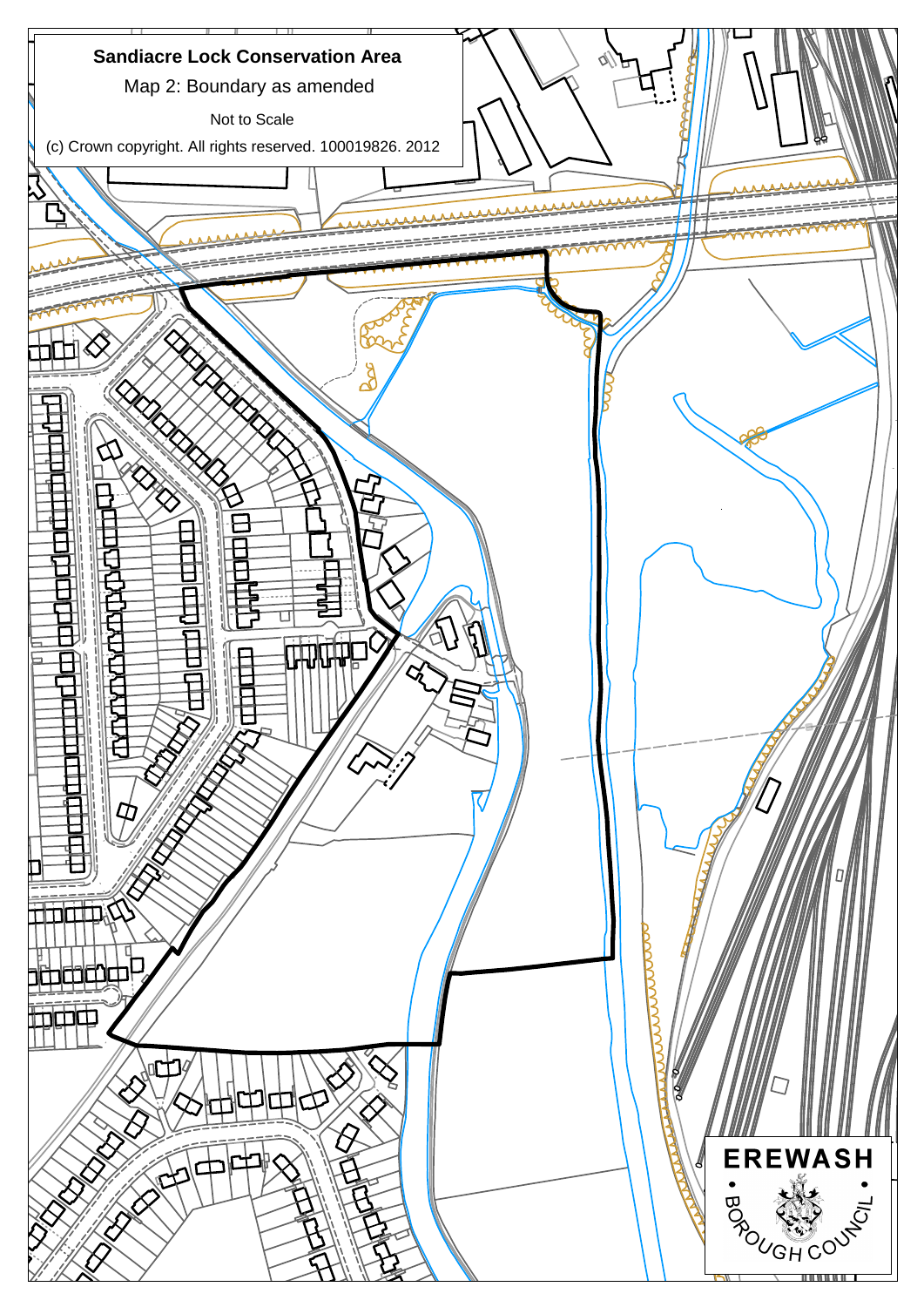**Sandiacre Lock Conservation Area**

Map 2: Boundary as amended

Not to Scale

(c) Crown copyright. All rights reserved. 100019826. 2012

EREWASH BOROUGH COUNCIL